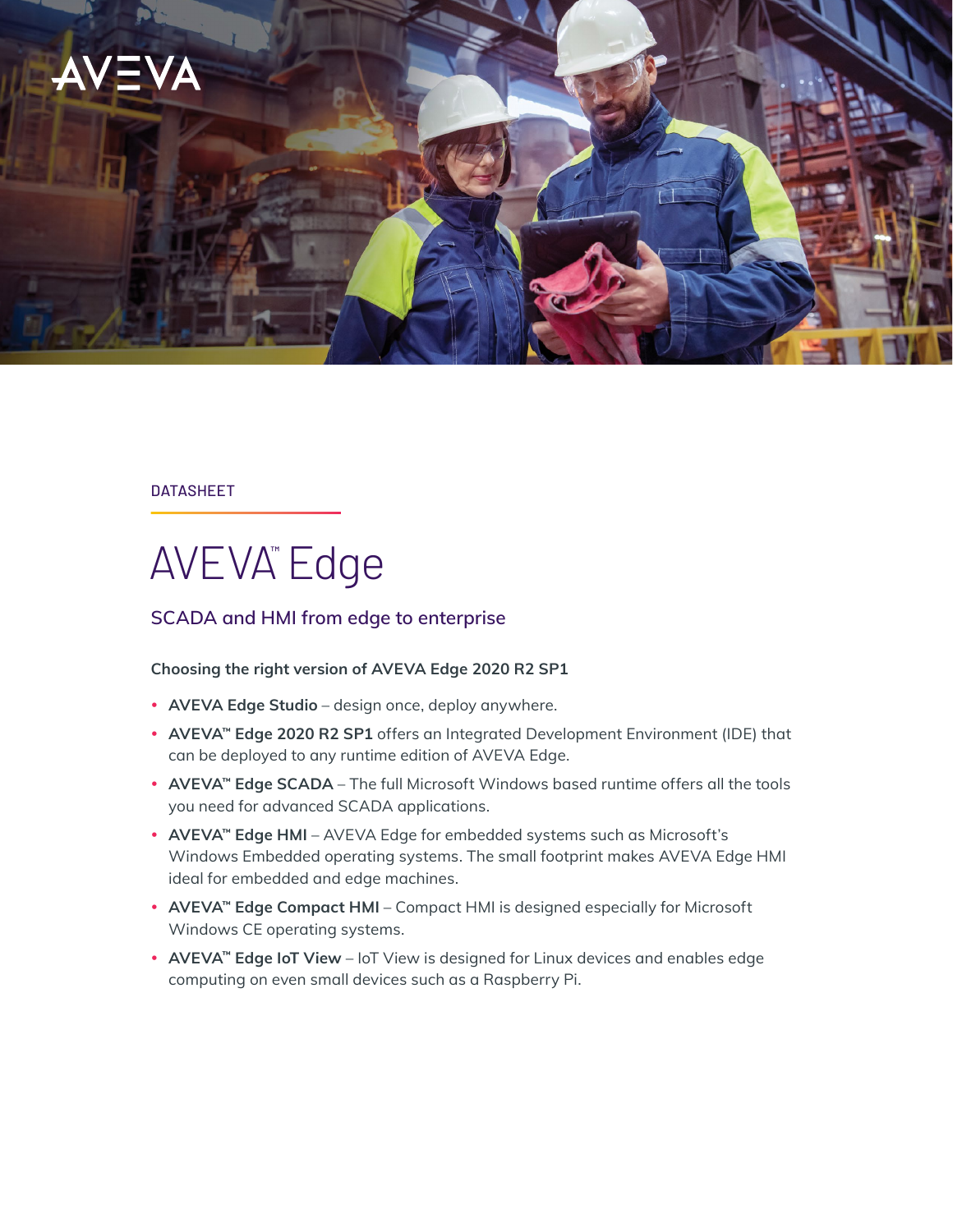DATASHEET

# AVEVA™ Edge

## SCADA and HMI from edge to enterprise

**Choosing the right version of AVEVA Edge 2020 R2 SP1**

- **AVEVA Edge Studio** – design once, deploy anywhere.
- **AVEVA™ Edge 2020 R2 SP1** offers an Integrated Development Environment (IDE) that can be deployed to any runtime edition of AVEVA Edge.
- **AVEVA™ Edge SCADA** – The full Microsoft Windows based runtime offers all the tools you need for advanced SCADA applications.
- **AVEVA™ Edge HMI** – AVEVA Edge for embedded systems such as Microsoft's Windows Embedded operating systems. The small footprint makes AVEVA Edge HMI ideal for embedded and edge machines.
- **AVEVA™ Edge Compact HMI** – Compact HMI is designed especially for Microsoft Windows CE operating systems.
- **AVEVA™ Edge IoT View** – IoT View is designed for Linux devices and enables edge computing on even small devices such as a Raspberry Pi.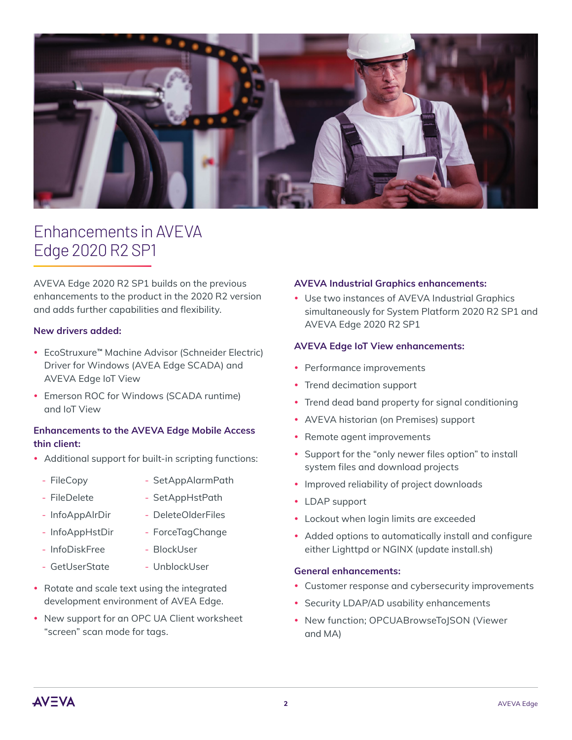# Enhancements in AVEVA Edge 2020 R2 SP1

AVEVA Edge 2020 R2 SP1 builds on the previous enhancements to the product in the 2020 R2 version and adds further capabilities and flexibility.

### New drivers added:

- EcoStruxure™ Machine Advisor (Schneider Electric) Driver for Windows (AVEA Edge SCADA) and AVEVA Edge IoT View
- Emerson ROC for Windows (SCADA runtime) and IoT View

### Enhancements to the AVEVA Edge Mobile Access thin client:

- Additional support for built-in scripting functions:
  - FileCopy
  - FileDelete
  - InfoAppAlrDir
  - InfoAppHstDir
  - InfoDiskFree
  - GetUserState
  - SetAppAlarmPath
  - SetAppHstPath
  - DeleteOlderFiles
  - ForceTagChange
  - BlockUser
  - UnblockUser
- Rotate and scale text using the integrated development environment of AVEA Edge.
- New support for an OPC UA Client worksheet "screen" scan mode for tags.

### AVEVA Industrial Graphics enhancements:

- Use two instances of AVEVA Industrial Graphics simultaneously for System Platform 2020 R2 SP1 and AVEVA Edge 2020 R2 SP1

### AVEVA Edge IoT View enhancements:

- Performance improvements
- Trend decimation support
- Trend dead band property for signal conditioning
- AVEVA historian (on Premises) support
- Remote agent improvements
- Support for the "only newer files option" to install system files and download projects
- Improved reliability of project downloads
- LDAP support
- Lockout when login limits are exceeded
- Added options to automatically install and configure either Lighttpd or NGINX (update install.sh)

### General enhancements:

- Customer response and cybersecurity improvements
- Security LDAP/AD usability enhancements
- New function; OPCUABrowseToJSON (Viewer and MA)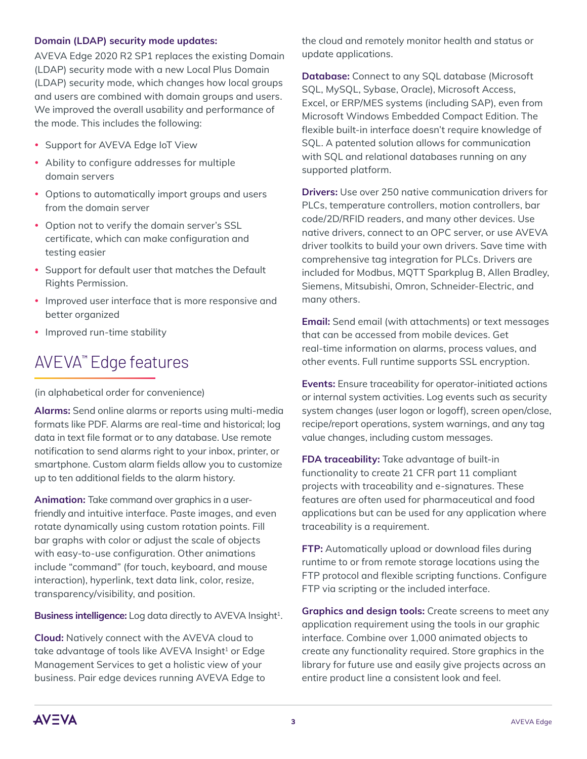**Domain (LDAP) security mode updates:**

AVEVA Edge 2020 R2 SP1 replaces the existing Domain (LDAP) security mode with a new Local Plus Domain (LDAP) security mode, which changes how local groups and users are combined with domain groups and users. We improved the overall usability and performance of the mode. This includes the following:

- Support for AVEVA Edge IoT View
- Ability to configure addresses for multiple domain servers
- Options to automatically import groups and users from the domain server
- Option not to verify the domain server's SSL certificate, which can make configuration and testing easier
- Support for default user that matches the Default Rights Permission.
- Improved user interface that is more responsive and better organized
- Improved run-time stability

# AVEVA™ Edge features

(in alphabetical order for convenience)

**Alarms:** Send online alarms or reports using multi-media formats like PDF. Alarms are real-time and historical; log data in text file format or to any database. Use remote notification to send alarms right to your inbox, printer, or smartphone. Custom alarm fields allow you to customize up to ten additional fields to the alarm history.

**Animation:** Take command over graphics in a user-friendly and intuitive interface. Paste images, and even rotate dynamically using custom rotation points. Fill bar graphs with color or adjust the scale of objects with easy-to-use configuration. Other animations include "command" (for touch, keyboard, and mouse interaction), hyperlink, text data link, color, resize, transparency/visibility, and position.

**Business intelligence:** Log data directly to AVEVA Insight[1].

**Cloud:** Natively connect with the AVEVA cloud to take advantage of tools like AVEVA Insight[1] or Edge Management Services to get a holistic view of your business. Pair edge devices running AVEVA Edge to the cloud and remotely monitor health and status or update applications.

**Database:** Connect to any SQL database (Microsoft SQL, MySQL, Sybase, Oracle), Microsoft Access, Excel, or ERP/MES systems (including SAP), even from Microsoft Windows Embedded Compact Edition. The flexible built-in interface doesn't require knowledge of SQL. A patented solution allows for communication with SQL and relational databases running on any supported platform.

**Drivers:** Use over 250 native communication drivers for PLCs, temperature controllers, motion controllers, bar code/2D/RFID readers, and many other devices. Use native drivers, connect to an OPC server, or use AVEVA driver toolkits to build your own drivers. Save time with comprehensive tag integration for PLCs. Drivers are included for Modbus, MQTT Sparkplug B, Allen Bradley, Siemens, Mitsubishi, Omron, Schneider-Electric, and many others.

**Email:** Send email (with attachments) or text messages that can be accessed from mobile devices. Get real-time information on alarms, process values, and other events. Full runtime supports SSL encryption.

**Events:** Ensure traceability for operator-initiated actions or internal system activities. Log events such as security system changes (user logon or logoff), screen open/close, recipe/report operations, system warnings, and any tag value changes, including custom messages.

**FDA traceability:** Take advantage of built-in functionality to create 21 CFR part 11 compliant projects with traceability and e-signatures. These features are often used for pharmaceutical and food applications but can be used for any application where traceability is a requirement.

**FTP:** Automatically upload or download files during runtime to or from remote storage locations using the FTP protocol and flexible scripting functions. Configure FTP via scripting or the included interface.

**Graphics and design tools:** Create screens to meet any application requirement using the tools in our graphic interface. Combine over 1,000 animated objects to create any functionality required. Store graphics in the library for future use and easily give projects across an entire product line a consistent look and feel.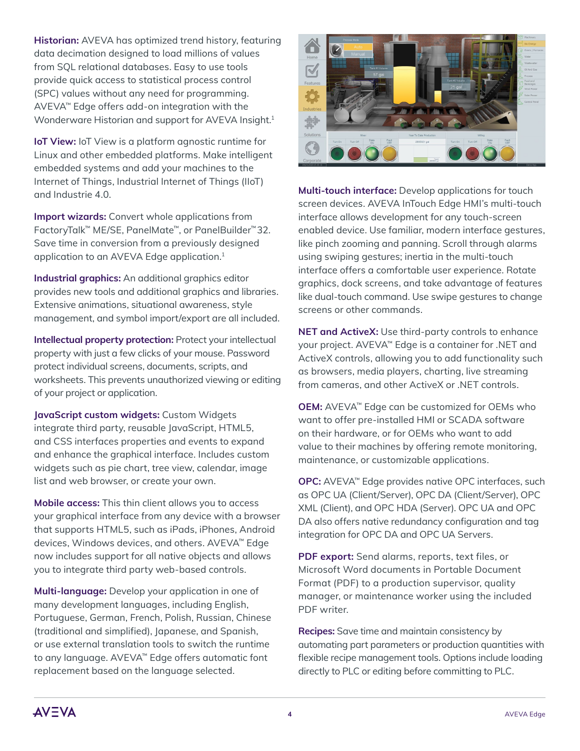**Historian:** AVEVA has optimized trend history, featuring data decimation designed to load millions of values from SQL relational databases. Easy to use tools provide quick access to statistical process control (SPC) values without any need for programming. AVEVA™ Edge offers add-on integration with the Wonderware Historian and support for AVEVA Insight.[1]

**IoT View:** IoT View is a platform agnostic runtime for Linux and other embedded platforms. Make intelligent embedded systems and add your machines to the Internet of Things, Industrial Internet of Things (IIoT) and Industrie 4.0.

**Import wizards:** Convert whole applications from FactoryTalk™ ME/SE, PanelMate™, or PanelBuilder™32. Save time in conversion from a previously designed application to an AVEVA Edge application.[1]

**Industrial graphics:** An additional graphics editor provides new tools and additional graphics and libraries. Extensive animations, situational awareness, style management, and symbol import/export are all included.

**Intellectual property protection:** Protect your intellectual property with just a few clicks of your mouse. Password protect individual screens, documents, scripts, and worksheets. This prevents unauthorized viewing or editing of your project or application.

**JavaScript custom widgets:** Custom Widgets integrate third party, reusable JavaScript, HTML5, and CSS interfaces properties and events to expand and enhance the graphical interface. Includes custom widgets such as pie chart, tree view, calendar, image list and web browser, or create your own.

**Mobile access:** This thin client allows you to access your graphical interface from any device with a browser that supports HTML5, such as iPads, iPhones, Android devices, Windows devices, and others. AVEVA™ Edge now includes support for all native objects and allows you to integrate third party web-based controls.

**Multi-language:** Develop your application in one of many development languages, including English, Portuguese, German, French, Polish, Russian, Chinese (traditional and simplified), Japanese, and Spanish, or use external translation tools to switch the runtime to any language. AVEVA™ Edge offers automatic font replacement based on the language selected.

**Multi-touch interface:** Develop applications for touch screen devices. AVEVA InTouch Edge HMI's multi-touch interface allows development for any touch-screen enabled device. Use familiar, modern interface gestures, like pinch zooming and panning. Scroll through alarms using swiping gestures; inertia in the multi-touch interface offers a comfortable user experience. Rotate graphics, dock screens, and take advantage of features like dual-touch command. Use swipe gestures to change screens or other commands.

**NET and ActiveX:** Use third-party controls to enhance your project. AVEVA™ Edge is a container for .NET and ActiveX controls, allowing you to add functionality such as browsers, media players, charting, live streaming from cameras, and other ActiveX or .NET controls.

**OEM:** AVEVA™ Edge can be customized for OEMs who want to offer pre-installed HMI or SCADA software on their hardware, or for OEMs who want to add value to their machines by offering remote monitoring, maintenance, or customizable applications.

**OPC:** AVEVA™ Edge provides native OPC interfaces, such as OPC UA (Client/Server), OPC DA (Client/Server), OPC XML (Client), and OPC HDA (Server). OPC UA and OPC DA also offers native redundancy configuration and tag integration for OPC DA and OPC UA Servers.

**PDF export:** Send alarms, reports, text files, or Microsoft Word documents in Portable Document Format (PDF) to a production supervisor, quality manager, or maintenance worker using the included PDF writer.

**Recipes:** Save time and maintain consistency by automating part parameters or production quantities with flexible recipe management tools. Options include loading directly to PLC or editing before committing to PLC.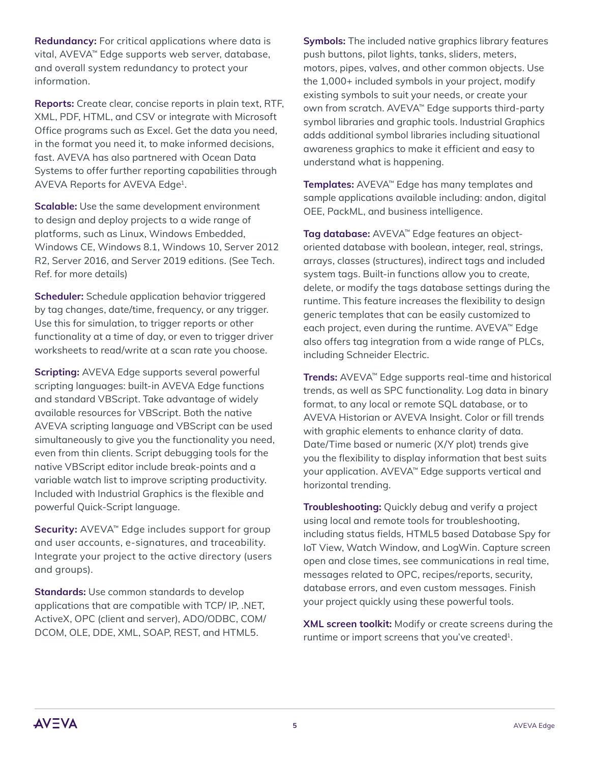**Redundancy:** For critical applications where data is vital, AVEVA™ Edge supports web server, database, and overall system redundancy to protect your information.

**Reports:** Create clear, concise reports in plain text, RTF, XML, PDF, HTML, and CSV or integrate with Microsoft Office programs such as Excel. Get the data you need, in the format you need it, to make informed decisions, fast. AVEVA has also partnered with Ocean Data Systems to offer further reporting capabilities through AVEVA Reports for AVEVA Edge[1].

**Scalable:** Use the same development environment to design and deploy projects to a wide range of platforms, such as Linux, Windows Embedded, Windows CE, Windows 8.1, Windows 10, Server 2012 R2, Server 2016, and Server 2019 editions. (See Tech. Ref. for more details)

**Scheduler:** Schedule application behavior triggered by tag changes, date/time, frequency, or any trigger. Use this for simulation, to trigger reports or other functionality at a time of day, or even to trigger driver worksheets to read/write at a scan rate you choose.

**Scripting:** AVEVA Edge supports several powerful scripting languages: built-in AVEVA Edge functions and standard VBScript. Take advantage of widely available resources for VBScript. Both the native AVEVA scripting language and VBScript can be used simultaneously to give you the functionality you need, even from thin clients. Script debugging tools for the native VBScript editor include break-points and a variable watch list to improve scripting productivity. Included with Industrial Graphics is the flexible and powerful Quick-Script language.

**Security:** AVEVA™ Edge includes support for group and user accounts, e-signatures, and traceability. Integrate your project to the active directory (users and groups).

**Standards:** Use common standards to develop applications that are compatible with TCP/ IP, .NET, ActiveX, OPC (client and server), ADO/ODBC, COM/ DCOM, OLE, DDE, XML, SOAP, REST, and HTML5.

**Symbols:** The included native graphics library features push buttons, pilot lights, tanks, sliders, meters, motors, pipes, valves, and other common objects. Use the 1,000+ included symbols in your project, modify existing symbols to suit your needs, or create your own from scratch. AVEVA™ Edge supports third-party symbol libraries and graphic tools. Industrial Graphics adds additional symbol libraries including situational awareness graphics to make it efficient and easy to understand what is happening.

**Templates:** AVEVA™ Edge has many templates and sample applications available including: andon, digital OEE, PackML, and business intelligence.

**Tag database:** AVEVA™ Edge features an object-oriented database with boolean, integer, real, strings, arrays, classes (structures), indirect tags and included system tags. Built-in functions allow you to create, delete, or modify the tags database settings during the runtime. This feature increases the flexibility to design generic templates that can be easily customized to each project, even during the runtime. AVEVA™ Edge also offers tag integration from a wide range of PLCs, including Schneider Electric.

**Trends:** AVEVA™ Edge supports real-time and historical trends, as well as SPC functionality. Log data in binary format, to any local or remote SQL database, or to AVEVA Historian or AVEVA Insight. Color or fill trends with graphic elements to enhance clarity of data. Date/Time based or numeric (X/Y plot) trends give you the flexibility to display information that best suits your application. AVEVA™ Edge supports vertical and horizontal trending.

**Troubleshooting:** Quickly debug and verify a project using local and remote tools for troubleshooting, including status fields, HTML5 based Database Spy for IoT View, Watch Window, and LogWin. Capture screen open and close times, see communications in real time, messages related to OPC, recipes/reports, security, database errors, and even custom messages. Finish your project quickly using these powerful tools.

**XML screen toolkit:** Modify or create screens during the runtime or import screens that you've created[1].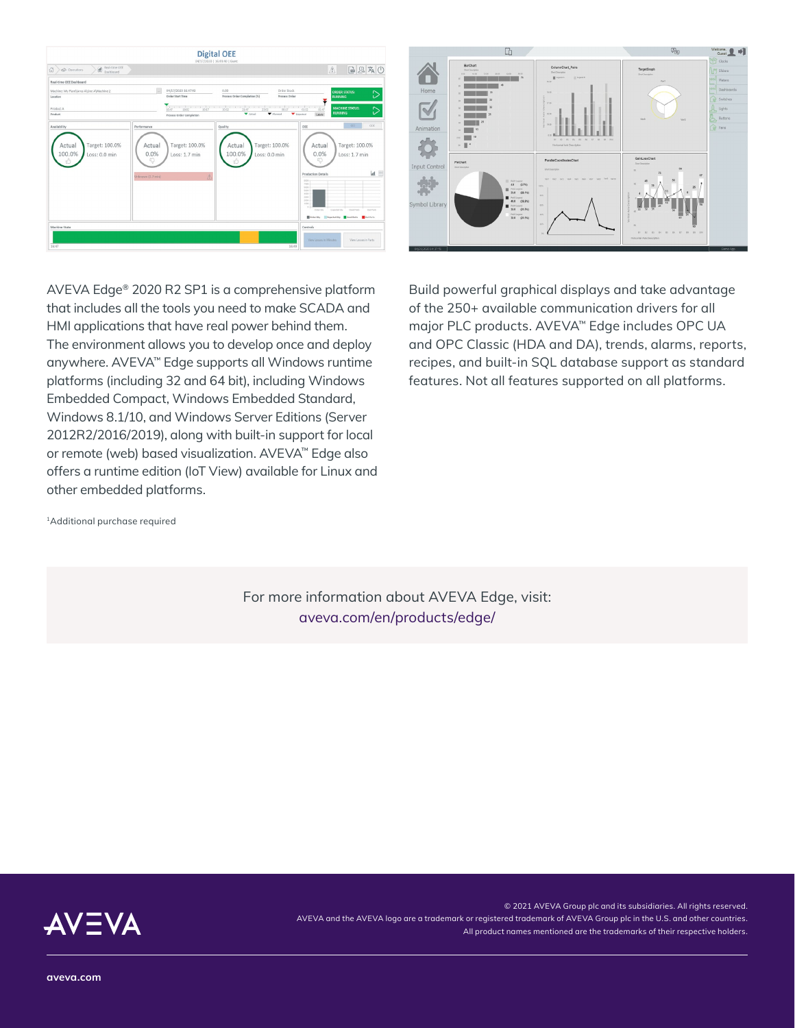AVEVA Edge® 2020 R2 SP1 is a comprehensive platform that includes all the tools you need to make SCADA and HMI applications that have real power behind them. The environment allows you to develop once and deploy anywhere. AVEVA™ Edge supports all Windows runtime platforms (including 32 and 64 bit), including Windows Embedded Compact, Windows Embedded Standard, Windows 8.1/10, and Windows Server Editions (Server 2012R2/2016/2019), along with built-in support for local or remote (web) based visualization. AVEVA™ Edge also offers a runtime edition (IoT View) available for Linux and other embedded platforms.

Build powerful graphical displays and take advantage of the 250+ available communication drivers for all major PLC products. AVEVA™ Edge includes OPC UA and OPC Classic (HDA and DA), trends, alarms, reports, recipes, and built-in SQL database support as standard features. Not all features supported on all platforms.

[1]Additional purchase required

For more information about AVEVA Edge, visit:
aveva.com/en/products/edge/

© 2021 AVEVA Group plc and its subsidiaries. All rights reserved.
AVEVA and the AVEVA logo are a trademark or registered trademark of AVEVA Group plc in the U.S. and other countries.
All product names mentioned are the trademarks of their respective holders.

aveva.com